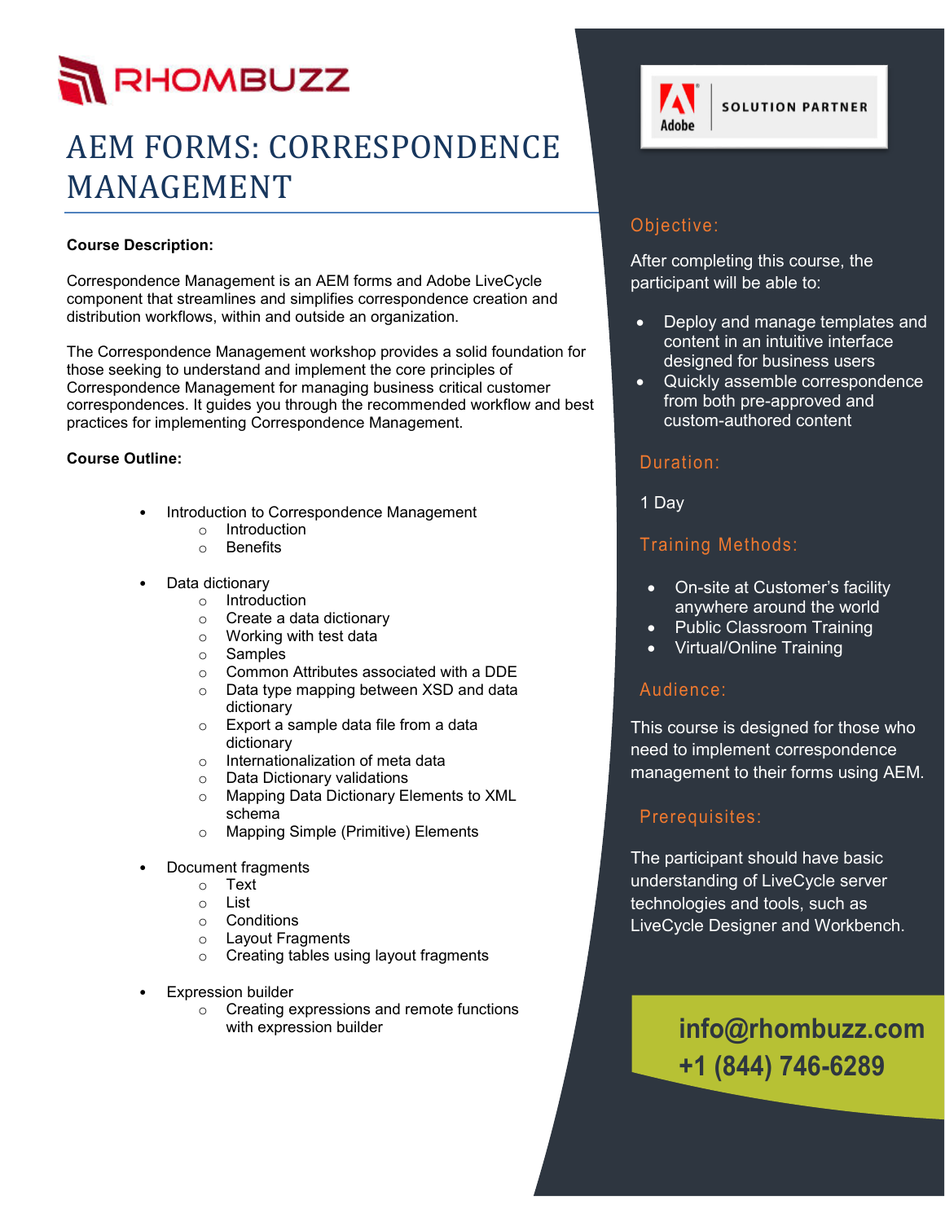RHOMBUZZ

# AEM FORMS: CORRESPONDENCE MANAGEMENT

**Course Description:**

Correspondence Management is an AEM forms and Adobe LiveCycle component that streamlines and simplifies correspondence creation and distribution workflows, within and outside an organization.

The Correspondence Management workshop provides a solid foundation for those seeking to understand and implement the core principles of Correspondence Management for managing business critical customer correspondences. It guides you through the recommended workflow and best practices for implementing Correspondence Management.

**Course Outline:**

- Introduction to Correspondence Management
  - Introduction
  - Benefits
- Data dictionary
  - Introduction
  - Create a data dictionary
  - Working with test data
  - Samples
  - Common Attributes associated with a DDE
  - Data type mapping between XSD and data dictionary
  - Export a sample data file from a data dictionary
  - Internationalization of meta data
  - Data Dictionary validations
  - Mapping Data Dictionary Elements to XML schema
  - Mapping Simple (Primitive) Elements
- Document fragments
  - Text
  - List
  - Conditions
  - Layout Fragments
  - Creating tables using layout fragments
- Expression builder
  - Creating expressions and remote functions with expression builder

Adobe SOLUTION PARTNER

## Objective:

After completing this course, the participant will be able to:

- Deploy and manage templates and content in an intuitive interface designed for business users
- Quickly assemble correspondence from both pre-approved and custom-authored content

## Duration:

1 Day

## Training Methods:

- On-site at Customer's facility anywhere around the world
- Public Classroom Training
- Virtual/Online Training

## Audience:

This course is designed for those who need to implement correspondence management to their forms using AEM.

## Prerequisites:

The participant should have basic understanding of LiveCycle server technologies and tools, such as LiveCycle Designer and Workbench.

**info@rhombuzz.com**
**+1 (844) 746-6289**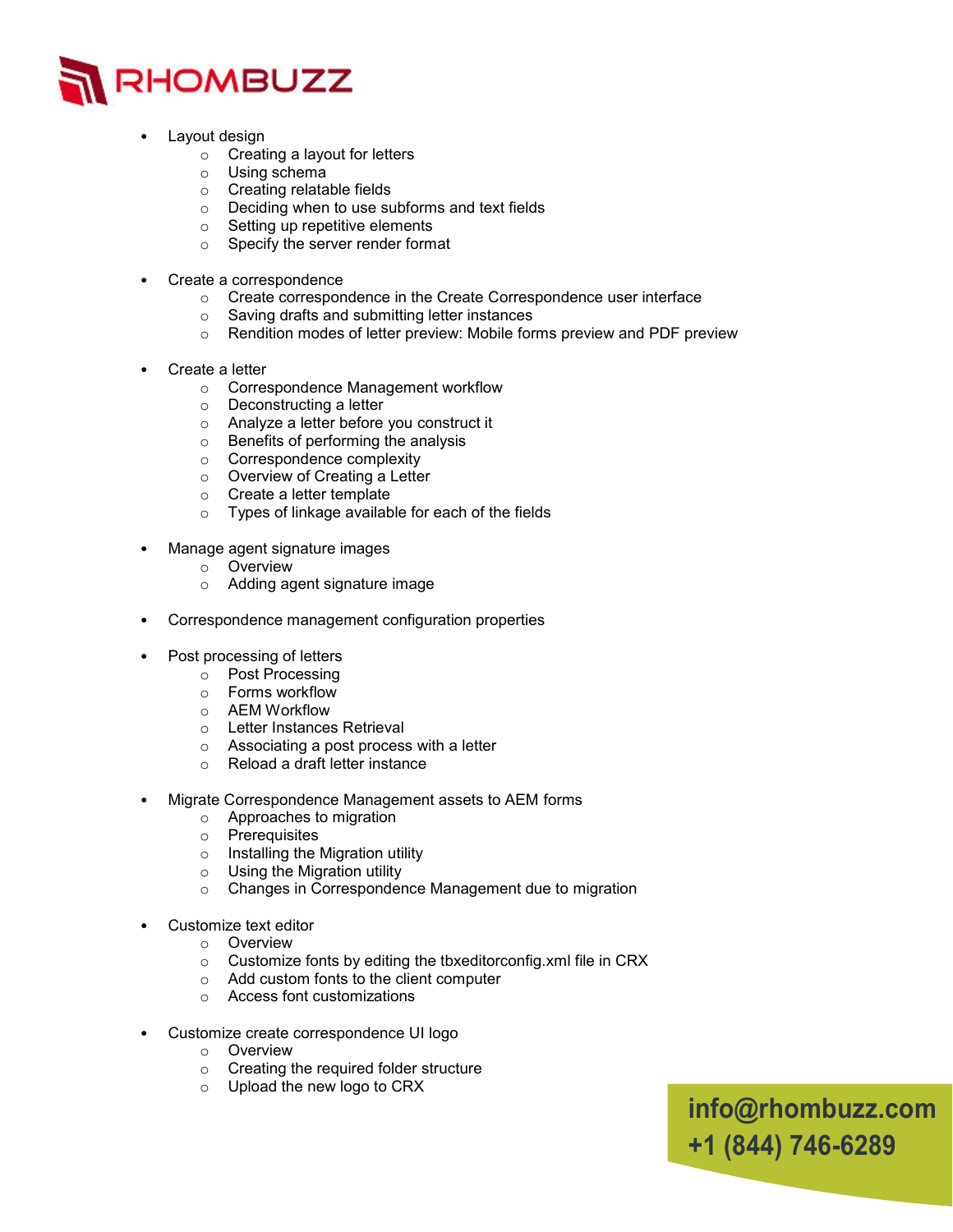- Layout design
    - Creating a layout for letters
    - Using schema
    - Creating relatable fields
    - Deciding when to use subforms and text fields
    - Setting up repetitive elements
    - Specify the server render format

- Create a correspondence
    - Create correspondence in the Create Correspondence user interface
    - Saving drafts and submitting letter instances
    - Rendition modes of letter preview: Mobile forms preview and PDF preview

- Create a letter
    - Correspondence Management workflow
    - Deconstructing a letter
    - Analyze a letter before you construct it
    - Benefits of performing the analysis
    - Correspondence complexity
    - Overview of Creating a Letter
    - Create a letter template
    - Types of linkage available for each of the fields

- Manage agent signature images
    - Overview
    - Adding agent signature image

- Correspondence management configuration properties

- Post processing of letters
    - Post Processing
    - Forms workflow
    - AEM Workflow
    - Letter Instances Retrieval
    - Associating a post process with a letter
    - Reload a draft letter instance

- Migrate Correspondence Management assets to AEM forms
    - Approaches to migration
    - Prerequisites
    - Installing the Migration utility
    - Using the Migration utility
    - Changes in Correspondence Management due to migration

- Customize text editor
    - Overview
    - Customize fonts by editing the tbxeditorconfig.xml file in CRX
    - Add custom fonts to the client computer
    - Access font customizations

- Customize create correspondence UI logo
    - Overview
    - Creating the required folder structure
    - Upload the new logo to CRX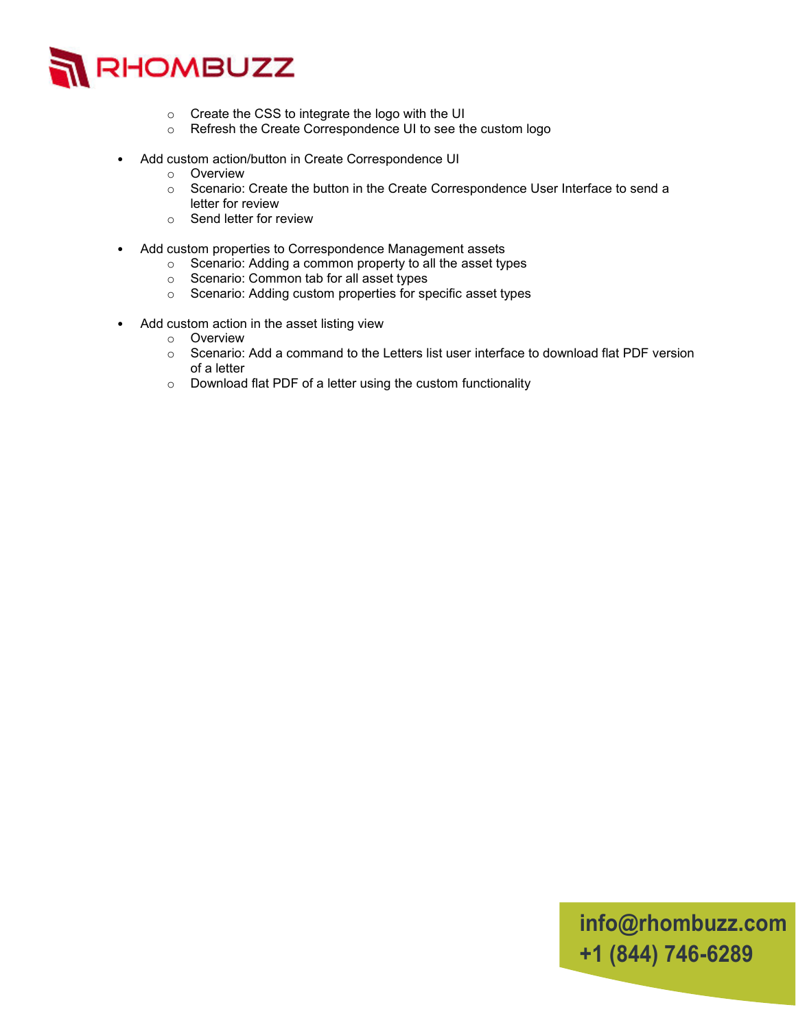- Create the CSS to integrate the logo with the UI
    - Refresh the Create Correspondence UI to see the custom logo

- Add custom action/button in Create Correspondence UI
    - Overview
    - Scenario: Create the button in the Create Correspondence User Interface to send a letter for review
    - Send letter for review

- Add custom properties to Correspondence Management assets
    - Scenario: Adding a common property to all the asset types
    - Scenario: Common tab for all asset types
    - Scenario: Adding custom properties for specific asset types

- Add custom action in the asset listing view
    - Overview
    - Scenario: Add a command to the Letters list user interface to download flat PDF version of a letter
    - Download flat PDF of a letter using the custom functionality